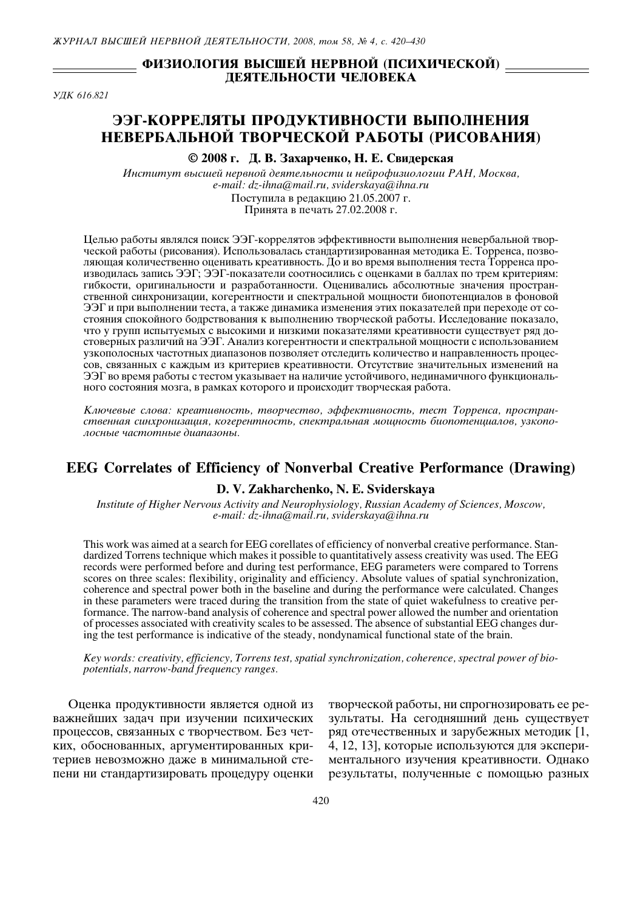## ФИЗИОЛОГИЯ ВЫСШЕЙ НЕРВНОЙ (ПСИХИЧЕСКОЙ) ДЕЯТЕЛЬНОСТИ ЧЕЛОВЕКА

*УДК 616.821*

# ЭЭГ-КОРРЕЛЯТЫ ПРОДУКТИВНОСТИ ВЫПОЛНЕНИЯ НЕВЕРБАЛЬНОЙ ТВОРЧЕСКОЙ РАБОТЫ (РИСОВАНИЯ)

**© 2008 г. Д. В. Захарченко, Н. Е. Свидерская**

*Институт высшей нервной деятельности и нейрофизиологии РАН, Москва,*
*e-mail: dz-ihna@mail.ru, sviderskaya@ihna.ru*

Поступила в редакцию 21.05.2007 г.
Принята в печать 27.02.2008 г.

Целью работы являлся поиск ЭЭГ-коррелятов эффективности выполнения невербальной творческой работы (рисования). Использовалась стандартизированная методика Е. Торренса, позволяющая количественно оценивать креативность. До и во время выполнения теста Торренса производилась запись ЭЭГ; ЭЭГ-показатели соотносились с оценками в баллах по трем критериям: гибкости, оригинальности и разработанности. Оценивались абсолютные значения пространственной синхронизации, когерентности и спектральной мощности биопотенциалов в фоновой ЭЭГ и при выполнении теста, а также динамика изменения этих показателей при переходе от состояния спокойного бодрствования к выполнению творческой работы. Исследование показало, что у групп испытуемых с высокими и низкими показателями креативности существует ряд достоверных различий на ЭЭГ. Анализ когерентности и спектральной мощности с использованием узкополосных частотных диапазонов позволяет отследить количество и направленность процессов, связанных с каждым из критериев креативности. Отсутствие значительных изменений на ЭЭГ во время работы с тестом указывает на наличие устойчивого, нединамичного функционального состояния мозга, в рамках которого и происходит творческая работа.

*Ключевые слова: креативность, творчество, эффективность, тест Торренса, пространственная синхронизация, когерентность, спектральная мощность биопотенциалов, узкополосные частотные диапазоны.*

# EEG Correlates of Efficiency of Nonverbal Creative Performance (Drawing)

**D. V. Zakharchenko, N. E. Sviderskaya**

*Institute of Higher Nervous Activity and Neurophysiology, Russian Academy of Sciences, Moscow,*
*e-mail: dz-ihna@mail.ru, sviderskaya@ihna.ru*

This work was aimed at a search for EEG corellates of efficiency of nonverbal creative performance. Standardized Torrens technique which makes it possible to quantitatively assess creativity was used. The EEG records were performed before and during test performance, EEG parameters were compared to Torrens scores on three scales: flexibility, originality and efficiency. Absolute values of spatial synchronization, coherence and spectral power both in the baseline and during the performance were calculated. Changes in these parameters were traced during the transition from the state of quiet wakefulness to creative performance. The narrow-band analysis of coherence and spectral power allowed the number and orientation of processes associated with creativity scales to be assessed. The absence of substantial EEG changes during the test performance is indicative of the steady, nondynamical functional state of the brain.

*Key words: creativity, efficiency, Torrens test, spatial synchronization, coherence, spectral power of biopotentials, narrow-band frequency ranges.*

Оценка продуктивности является одной из важнейших задач при изучении психических процессов, связанных с творчеством. Без четких, обоснованных, аргументированных критериев невозможно даже в минимальной степени ни стандартизировать процедуру оценки творческой работы, ни спрогнозировать ее результаты. На сегодняшний день существует ряд отечественных и зарубежных методик [1, 4, 12, 13], которые используются для экспериментального изучения креативности. Однако результаты, полученные с помощью разных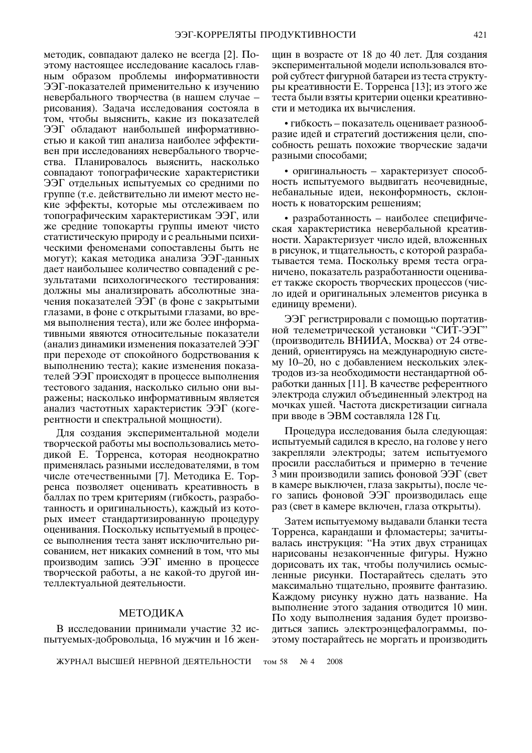методик, совпадают далеко не всегда [2]. Поэтому настоящее исследование касалось главным образом проблемы информативности ЭЭГ-показателей применительно к изучению невербального творчества (в нашем случае – рисования). Задача исследования состояла в том, чтобы выяснить, какие из показателей ЭЭГ обладают наибольшей информативностью и какой тип анализа наиболее эффективен при исследованиях невербального творчества. Планировалось выяснить, насколько совпадают топографические характеристики ЭЭГ отдельных испытуемых со средними по группе (т.е. действительно ли имеют место некие эффекты, которые мы отслеживаем по топографическим характеристикам ЭЭГ, или же средние топокарты группы имеют чисто статистическую природу и с реальными психическими феноменами сопоставлены быть не могут); какая методика анализа ЭЭГ-данных дает наибольшее количество совпадений с результатами психологического тестирования: должны мы анализировать абсолютные значения показателей ЭЭГ (в фоне с закрытыми глазами, в фоне с открытыми глазами, во время выполнения теста), или же более информативными являются относительные показатели (анализ динамики изменения показателей ЭЭГ при переходе от спокойного бодрствования к выполнению теста); какие изменения показателей ЭЭГ происходят в процессе выполнения тестового задания, насколько сильно они выражены; насколько информативным является анализ частотных характеристик ЭЭГ (когерентности и спектральной мощности).

Для создания экспериментальной модели творческой работы мы воспользовались методикой Е. Торренса, которая неоднократно применялась разными исследователями, в том числе отечественными [7]. Методика Е. Торренса позволяет оценивать креативность в баллах по трем критериям (гибкость, разработанность и оригинальность), каждый из которых имеет стандартизированную процедуру оценивания. Поскольку испытуемый в процессе выполнения теста занят исключительно рисованием, нет никаких сомнений в том, что мы производим запись ЭЭГ именно в процессе творческой работы, а не какой-то другой интеллектуальной деятельности.

## МЕТОДИКА

В исследовании принимали участие 32 испытуемых-добровольца, 16 мужчин и 16 женщин в возрасте от 18 до 40 лет. Для создания экспериментальной модели использовался второй субтест фигурной батареи из теста структуры креативности Е. Торренса [13]; из этого же теста были взяты критерии оценки креативности и методика их вычисления.

- гибкость – показатель оценивает разнообразие идей и стратегий достижения цели, способность решать похожие творческие задачи разными способами;

- оригинальность – характеризует способность испытуемого выдвигать неочевидные, небанальные идеи, неконформность, склонность к новаторским решениям;

- разработанность – наиболее специфическая характеристика невербальной креативности. Характеризует число идей, вложенных в рисунок, и тщательность, с которой разрабатывается тема. Поскольку время теста ограничено, показатель разработанности оценивает также скорость творческих процессов (число идей и оригинальных элементов рисунка в единицу времени).

ЭЭГ регистрировали с помощью портативной телеметрической установки "СИТ-ЭЭГ" (производитель ВНИИА, Москва) от 24 отведений, ориентируясь на международную систему 10–20, но с добавлением нескольких электродов из-за необходимости нестандартной обработки данных [11]. В качестве референтного электрода служил объединенный электрод на мочках ушей. Частота дискретизации сигнала при вводе в ЭВМ составляла 128 Гц.

Процедура исследования была следующая: испытуемый садился в кресло, на голове у него закрепляли электроды; затем испытуемого просили расслабиться и примерно в течение 3 мин производили запись фоновой ЭЭГ (свет в камере выключен, глаза закрыты), после чего запись фоновой ЭЭГ производилась еще раз (свет в камере включен, глаза открыты).

Затем испытуемому выдавали бланки теста Торренса, карандаши и фломастеры; зачитывалась инструкция: "На этих двух страницах нарисованы незаконченные фигуры. Нужно дорисовать их так, чтобы получились осмысленные рисунки. Постарайтесь сделать это максимально тщательно, проявите фантазию. Каждому рисунку нужно дать название. На выполнение этого задания отводится 10 мин. По ходу выполнения задания будет производиться запись электроэнцефалограммы, поэтому постарайтесь не моргать и производить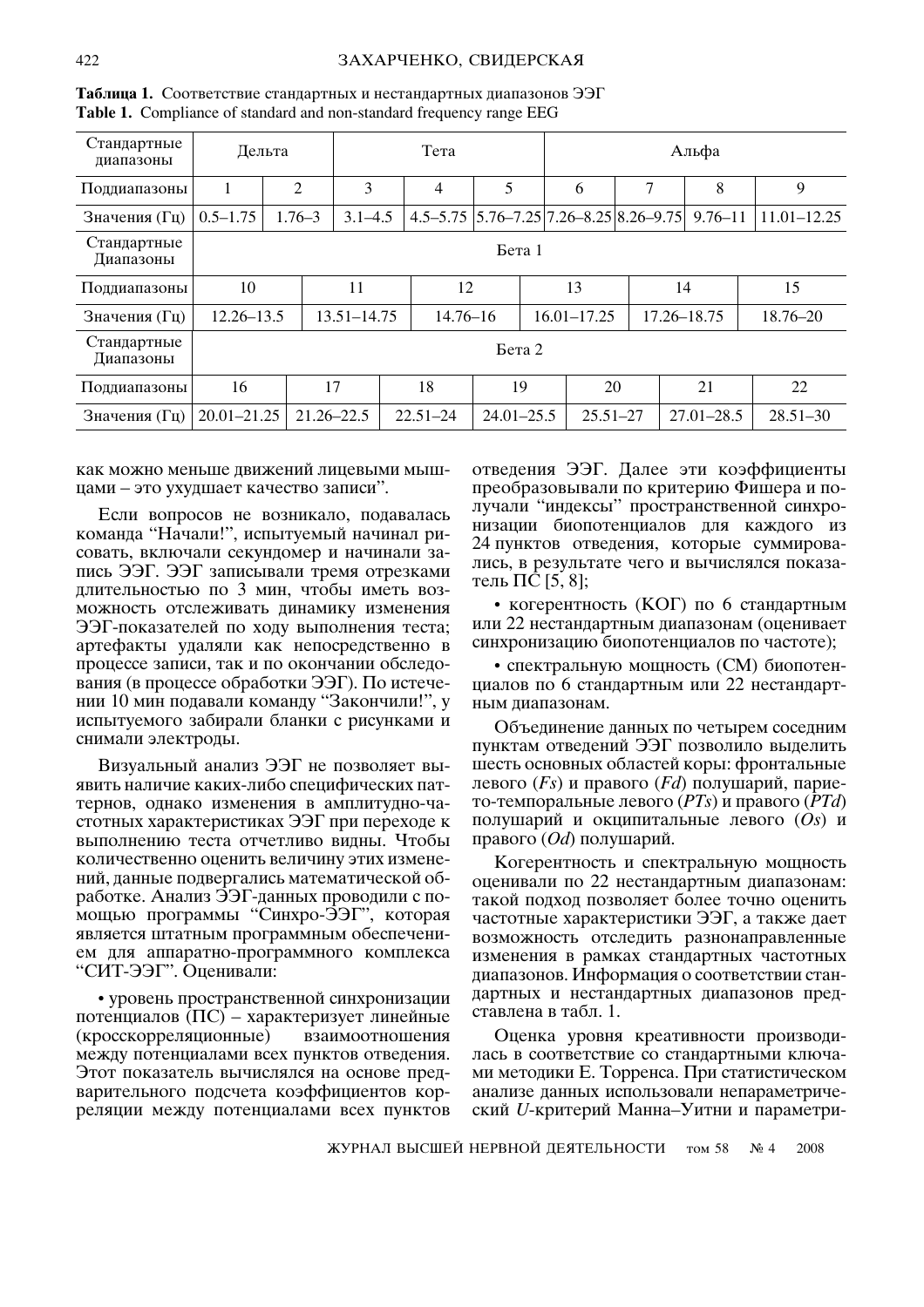**Таблица 1.** Соответствие стандартных и нестандартных диапазонов ЭЭГ
**Table 1.** Compliance of standard and non-standard frequency range EEG

| Стандартные диапазоны | Дельта | | Тета | | | Альфа | | | |
|---|---|---|---|---|---|---|---|---|---|
| Поддиапазоны | 1 | 2 | 3 | 4 | 5 | 6 | 7 | 8 | 9 |
| Значения (Гц) | 0.5–1.75 | 1.76–3 | 3.1–4.5 | 4.5–5.75 | 5.76–7.25 | 7.26–8.25 | 8.26–9.75 | 9.76–11 | 11.01–12.25 |

| Стандартные Диапазоны | Бета 1 | | | | | |
|---|---|---|---|---|---|---|
| Поддиапазоны | 10 | 11 | 12 | 13 | 14 | 15 |
| Значения (Гц) | 12.26–13.5 | 13.51–14.75 | 14.76–16 | 16.01–17.25 | 17.26–18.75 | 18.76–20 |

| Стандартные Диапазоны | Бета 2 | | | | | | |
|---|---|---|---|---|---|---|---|
| Поддиапазоны | 16 | 17 | 18 | 19 | 20 | 21 | 22 |
| Значения (Гц) | 20.01–21.25 | 21.26–22.5 | 22.51–24 | 24.01–25.5 | 25.51–27 | 27.01–28.5 | 28.51–30 |

как можно меньше движений лицевыми мышцами – это ухудшает качество записи".

Если вопросов не возникало, подавалась команда "Начали!", испытуемый начинал рисовать, включали секундомер и начинали запись ЭЭГ. ЭЭГ записывали тремя отрезками длительностью по 3 мин, чтобы иметь возможность отслеживать динамику изменения ЭЭГ-показателей по ходу выполнения теста; артефакты удаляли как непосредственно в процессе записи, так и по окончании обследования (в процессе обработки ЭЭГ). По истечении 10 мин подавали команду "Закончили!", у испытуемого забирали бланки с рисунками и снимали электроды.

Визуальный анализ ЭЭГ не позволяет выявить наличие каких-либо специфических паттернов, однако изменения в амплитудно-частотных характеристиках ЭЭГ при переходе к выполнению теста отчетливо видны. Чтобы количественно оценить величину этих изменений, данные подвергались математической обработке. Анализ ЭЭГ-данных проводили с помощью программы "Синхро-ЭЭГ", которая является штатным программным обеспечением для аппаратно-программного комплекса "СИТ-ЭЭГ". Оценивали:

• уровень пространственной синхронизации потенциалов (ПС) – характеризует линейные (кросскорреляционные) взаимоотношения между потенциалами всех пунктов отведения. Этот показатель вычислялся на основе предварительного подсчета коэффициентов корреляции между потенциалами всех пунктов отведения ЭЭГ. Далее эти коэффициенты преобразовывали по критерию Фишера и получали "индексы" пространственной синхронизации биопотенциалов для каждого из 24 пунктов отведения, которые суммировались, в результате чего и вычислялся показатель ПС [5, 8];

• когерентность (КОГ) по 6 стандартным или 22 нестандартным диапазонам (оценивает синхронизацию биопотенциалов по частоте);

• спектральную мощность (СМ) биопотенциалов по 6 стандартным или 22 нестандартным диапазонам.

Объединение данных по четырем соседним пунктам отведений ЭЭГ позволило выделить шесть основных областей коры: фронтальные левого (*Fs*) и правого (*Fd*) полушарий, парието-темпоральные левого (*PTs*) и правого (*PTd*) полушарий и окципитальные левого (*Os*) и правого (*Od*) полушарий.

Когерентность и спектральную мощность оценивали по 22 нестандартным диапазонам: такой подход позволяет более точно оценить частотные характеристики ЭЭГ, а также дает возможность отследить разнонаправленные изменения в рамках стандартных частотных диапазонов. Информация о соответствии стандартных и нестандартных диапазонов представлена в табл. 1.

Оценка уровня креативности производилась в соответствие со стандартными ключами методики Е. Торренса. При статистическом анализе данных использовали непараметрический *U*-критерий Манна–Уитни и параметри-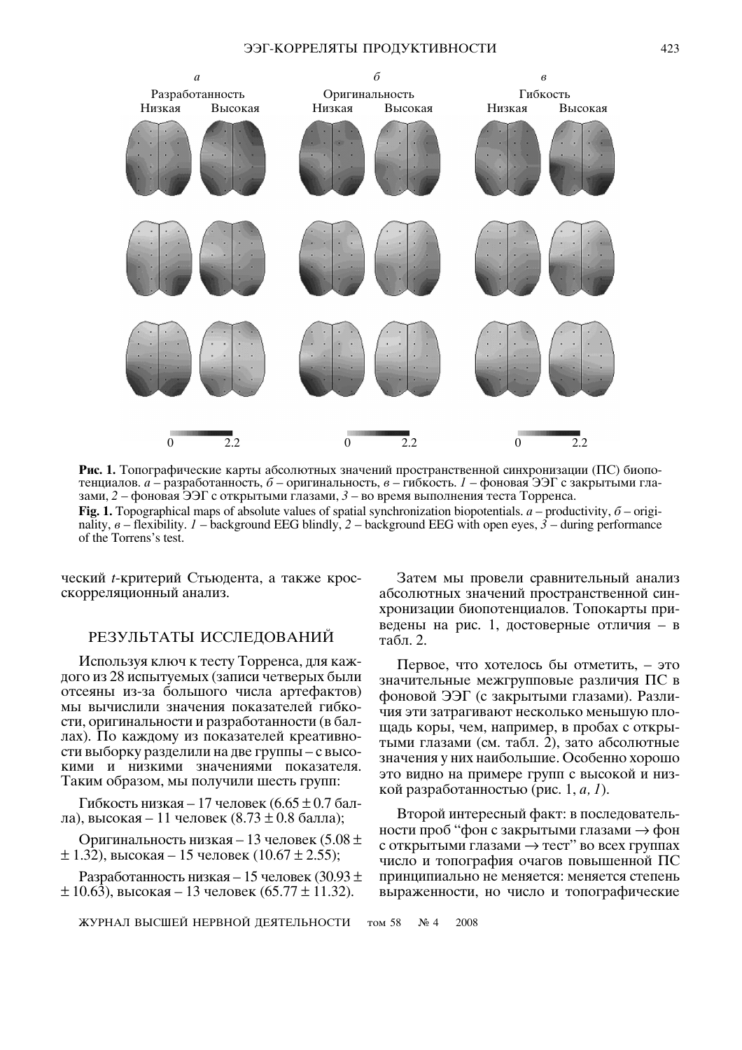**Рис. 1.** Топографические карты абсолютных значений пространственной синхронизации (ПС) биопотенциалов. *а* – разработанность, *б* – оригинальность, *в* – гибкость. *1* – фоновая ЭЭГ с закрытыми глазами, *2* – фоновая ЭЭГ с открытыми глазами, *3* – во время выполнения теста Торренса.

**Fig. 1.** Topographical maps of absolute values of spatial synchronization biopotentials. *a* – productivity, *б* – originality, *в* – flexibility. *1* – background EEG blindly, *2* – background EEG with open eyes, *3* – during performance of the Torrens's test.

ческий *t*-критерий Стьюдента, а также кросскорреляционный анализ.

## РЕЗУЛЬТАТЫ ИССЛЕДОВАНИЙ

Используя ключ к тесту Торренса, для каждого из 28 испытуемых (записи четверых были отсеяны из-за большого числа артефактов) мы вычислили значения показателей гибкости, оригинальности и разработанности (в баллах). По каждому из показателей креативности выборку разделили на две группы – с высокими и низкими значениями показателя. Таким образом, мы получили шесть групп:

Гибкость низкая – 17 человек (6.65 ± 0.7 балла), высокая – 11 человек (8.73 ± 0.8 балла);

Оригинальность низкая – 13 человек (5.08 ± ± 1.32), высокая – 15 человек (10.67 ± 2.55);

Разработанность низкая – 15 человек (30.93 ± ± 10.63), высокая – 13 человек (65.77 ± 11.32).

Затем мы провели сравнительный анализ абсолютных значений пространственной синхронизации биопотенциалов. Топокарты приведены на рис. 1, достоверные отличия – в табл. 2.

Первое, что хотелось бы отметить, – это значительные межгрупповые различия ПС в фоновой ЭЭГ (с закрытыми глазами). Различия эти затрагивают несколько меньшую площадь коры, чем, например, в пробах с открытыми глазами (см. табл. 2), зато абсолютные значения у них наибольшие. Особенно хорошо это видно на примере групп с высокой и низкой разработанностью (рис. 1, *а, 1*).

Второй интересный факт: в последовательности проб "фон с закрытыми глазами → фон с открытыми глазами → тест" во всех группах число и топография очагов повышенной ПС принципиально не меняется: меняется степень выраженности, но число и топографические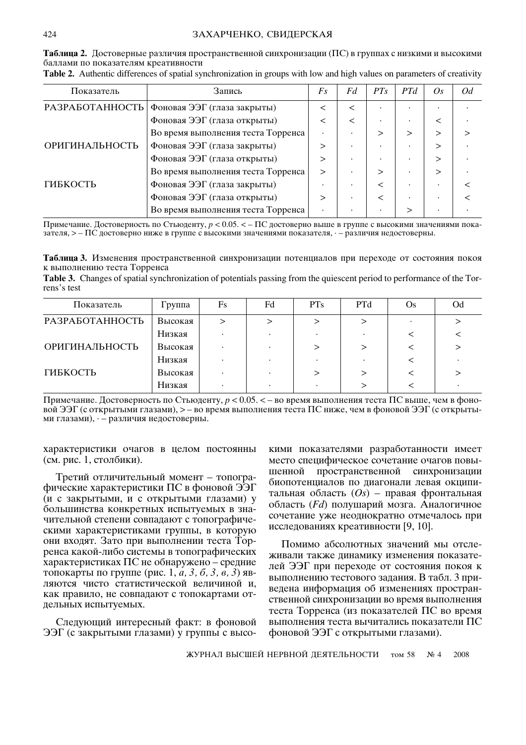**Таблица 2.** Достоверные различия пространственной синхронизации (ПС) в группах с низкими и высокими баллами по показателям креативности

**Table 2.** Authentic differences of spatial synchronization in groups with low and high values on parameters of creativity

| Показатель | Запись | *Fs* | *Fd* | *PTs* | *PTd* | *Os* | *Od* |
|---|---|---|---|---|---|---|---|
| РАЗРАБОТАННОСТЬ | Фоновая ЭЭГ (глаза закрыты) | < | < | · | · | · | · |
| | Фоновая ЭЭГ (глаза открыты) | < | < | · | · | < | · |
| | Во время выполнения теста Торренса | · | · | > | > | > | > |
| ОРИГИНАЛЬНОСТЬ | Фоновая ЭЭГ (глаза закрыты) | > | · | · | · | > | · |
| | Фоновая ЭЭГ (глаза открыты) | > | · | · | · | > | · |
| | Во время выполнения теста Торренса | > | · | > | · | > | · |
| ГИБКОСТЬ | Фоновая ЭЭГ (глаза закрыты) | · | · | < | · | · | < |
| | Фоновая ЭЭГ (глаза открыты) | > | · | < | · | · | < |
| | Во время выполнения теста Торренса | · | · | · | > | · | · |

Примечание. Достоверность по Стьюденту, $p < 0.05$. < – ПС достоверно выше в группе с высокими значениями показателя, > – ПС достоверно ниже в группе с высокими значениями показателя, · – различия недостоверны.

**Таблица 3.** Изменения пространственной синхронизации потенциалов при переходе от состояния покоя к выполнению теста Торренса

**Table 3.** Changes of spatial synchronization of potentials passing from the quiescent period to performance of the Torrens's test

| Показатель | Группа | Fs | Fd | PTs | PTd | Os | Od |
|---|---|---|---|---|---|---|---|
| РАЗРАБОТАННОСТЬ | Высокая | > | > | > | > | · | > |
| | Низкая | · | · | · | · | < | < |
| ОРИГИНАЛЬНОСТЬ | Высокая | · | · | > | > | < | > |
| | Низкая | · | · | · | · | < | · |
| ГИБКОСТЬ | Высокая | · | · | > | > | < | > |
| | Низкая | · | · | · | > | < | · |

Примечание. Достоверность по Стьюденту, $p < 0.05$. < – во время выполнения теста ПС выше, чем в фоновой ЭЭГ (с открытыми глазами), > – во время выполнения теста ПС ниже, чем в фоновой ЭЭГ (с открытыми глазами), · – различия недостоверны.

характеристики очагов в целом постоянны (см. рис. 1, столбики).

Третий отличительный момент – топографические характеристики ПС в фоновой ЭЭГ (и с закрытыми, и с открытыми глазами) у большинства конкретных испытуемых в значительной степени совпадают с топографическими характеристиками группы, в которую они входят. Зато при выполнении теста Торренса какой-либо системы в топографических характеристиках ПС не обнаружено – средние топокарты по группе (рис. 1, *а, 3, б, 3, в, 3*) являются чисто статистической величиной и, как правило, не совпадают с топокартами отдельных испытуемых.

Следующий интересный факт: в фоновой ЭЭГ (с закрытыми глазами) у группы с высокими показателями разработанности имеет место специфическое сочетание очагов повышенной пространственной синхронизации биопотенциалов по диагонали левая окципитальная область (*Os*) – правая фронтальная область (*Fd*) полушарий мозга. Аналогичное сочетание уже неоднократно отмечалось при исследованиях креативности [9, 10].

Помимо абсолютных значений мы отслеживали также динамику изменения показателей ЭЭГ при переходе от состояния покоя к выполнению тестового задания. В табл. 3 приведена информация об изменениях пространственной синхронизации во время выполнения теста Торренса (из показателей ПС во время выполнения теста вычитались показатели ПС фоновой ЭЭГ с открытыми глазами).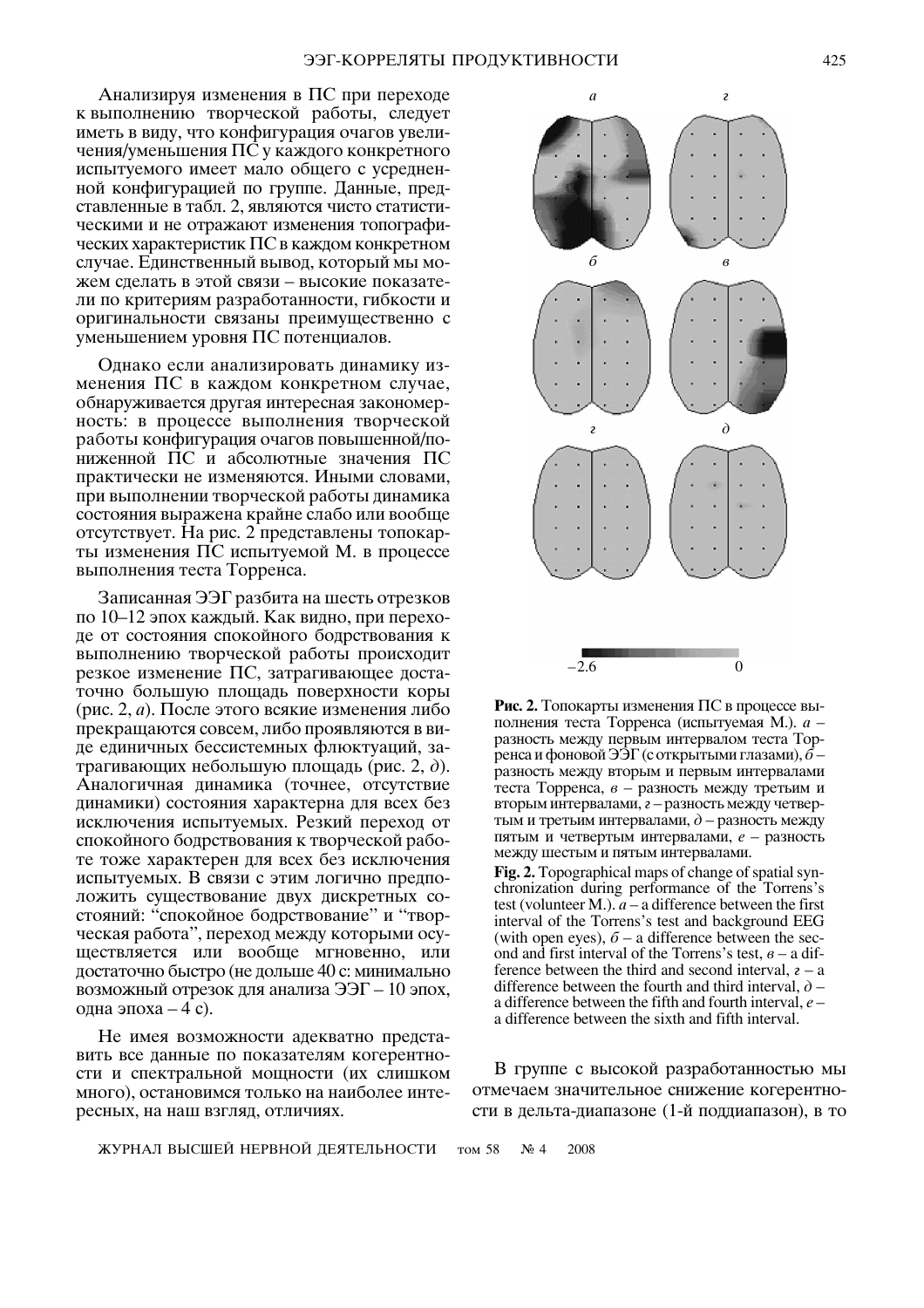Анализируя изменения в ПС при переходе к выполнению творческой работы, следует иметь в виду, что конфигурация очагов увеличения/уменьшения ПС у каждого конкретного испытуемого имеет мало общего с усредненной конфигурацией по группе. Данные, представленные в табл. 2, являются чисто статистическими и не отражают изменения топографических характеристик ПС в каждом конкретном случае. Единственный вывод, который мы можем сделать в этой связи – высокие показатели по критериям разработанности, гибкости и оригинальности связаны преимущественно с уменьшением уровня ПС потенциалов.

Однако если анализировать динамику изменения ПС в каждом конкретном случае, обнаруживается другая интересная закономерность: в процессе выполнения творческой работы конфигурация очагов повышенной/пониженной ПС и абсолютные значения ПС практически не изменяются. Иными словами, при выполнении творческой работы динамика состояния выражена крайне слабо или вообще отсутствует. На рис. 2 представлены топокарты изменения ПС испытуемой М. в процессе выполнения теста Торренса.

Записанная ЭЭГ разбита на шесть отрезков по 10–12 эпох каждый. Как видно, при переходе от состояния спокойного бодрствования к выполнению творческой работы происходит резкое изменение ПС, затрагивающее достаточно большую площадь поверхности коры (рис. 2, *а*). После этого всякие изменения либо прекращаются совсем, либо проявляются в виде единичных бессистемных флюктуаций, затрагивающих небольшую площадь (рис. 2, *д*). Аналогичная динамика (точнее, отсутствие динамики) состояния характерна для всех без исключения испытуемых. Резкий переход от спокойного бодрствования к творческой работе тоже характерен для всех без исключения испытуемых. В связи с этим логично предположить существование двух дискретных состояний: "спокойное бодрствование" и "творческая работа", переход между которыми осуществляется или вообще мгновенно, или достаточно быстро (не дольше 40 с: минимально возможный отрезок для анализа ЭЭГ – 10 эпох, одна эпоха – 4 с).

Не имея возможности адекватно представить все данные по показателям когерентности и спектральной мощности (их слишком много), остановимся только на наиболее интересных, на наш взгляд, отличиях.

**Рис. 2.** Топокарты изменения ПС в процессе выполнения теста Торренса (испытуемая М.). *а* – разность между первым интервалом теста Торренса и фоновой ЭЭГ (с открытыми глазами), *б* – разность между вторым и первым интервалами теста Торренса, *в* – разность между третьим и вторым интервалами, *г* – разность между четвертым и третьим интервалами, *д* – разность между пятым и четвертым интервалами, *е* – разность между шестым и пятым интервалами.

**Fig. 2.** Topographical maps of change of spatial synchronization during performance of the Torrens's test (volunteer M.). *a* – a difference between the first interval of the Torrens's test and background EEG (with open eyes), *б* – a difference between the second and first interval of the Torrens's test, *в* – a difference between the third and second interval, *г* – a difference between the fourth and third interval, *д* – a difference between the fifth and fourth interval, *е* – a difference between the sixth and fifth interval.

В группе с высокой разработанностью мы отмечаем значительное снижение когерентности в дельта-диапазоне (1-й поддиапазон), в то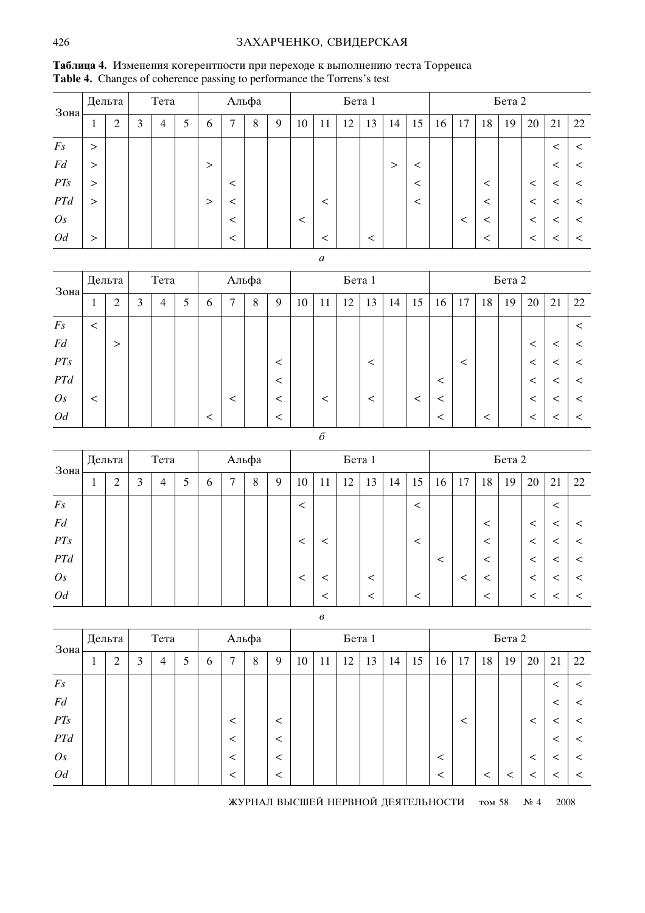**Таблица 4.** Изменения когерентности при переходе к выполнению теста Торренса
**Table 4.** Changes of coherence passing to performance the Torrens's test

| Зона | Дельта | | Тета | | | Альфа | | | | Бета 1 | | | | | | Бета 2 | | | | | | |
|---|---|---|---|---|---|---|---|---|---|---|---|---|---|---|---|---|---|---|---|---|---|---|
| | 1 | 2 | 3 | 4 | 5 | 6 | 7 | 8 | 9 | 10 | 11 | 12 | 13 | 14 | 15 | 16 | 17 | 18 | 19 | 20 | 21 | 22 |
| *Fs* | > | | | | | | | | | | | | | | | | | | | | < | < |
| *Fd* | > | | | | | > | | | | | | | | > | < | | | | | | < | < |
| *PTs* | > | | | | | | < | | | | | | | | < | | | < | | < | < | < |
| *PTd* | > | | | | | > | < | | | | < | | | | < | | | < | | < | < | < |
| *Os* | | | | | | | < | | | < | | | | | | | < | < | | < | < | < |
| *Od* | > | | | | | | < | | | | < | | < | | | | | < | | < | < | < |

*а*

| Зона | Дельта | | Тета | | | Альфа | | | | Бета 1 | | | | | | Бета 2 | | | | | | |
|---|---|---|---|---|---|---|---|---|---|---|---|---|---|---|---|---|---|---|---|---|---|---|
| | 1 | 2 | 3 | 4 | 5 | 6 | 7 | 8 | 9 | 10 | 11 | 12 | 13 | 14 | 15 | 16 | 17 | 18 | 19 | 20 | 21 | 22 |
| *Fs* | < | | | | | | | | | | | | | | | | | | | | | < |
| *Fd* | | > | | | | | | | | | | | | | | | | | | < | < | < |
| *PTs* | | | | | | | | | < | | | | < | | | | < | | | < | < | < |
| *PTd* | | | | | | | | | < | | | | | | | < | | | | < | < | < |
| *Os* | < | | | | | | < | | < | | < | | < | | < | < | | | | < | < | < |
| *Od* | | | | | | < | | | < | | | | | | | < | | < | | < | < | < |

*б*

| Зона | Дельта | | Тета | | | Альфа | | | | Бета 1 | | | | | | Бета 2 | | | | | | |
|---|---|---|---|---|---|---|---|---|---|---|---|---|---|---|---|---|---|---|---|---|---|---|
| | 1 | 2 | 3 | 4 | 5 | 6 | 7 | 8 | 9 | 10 | 11 | 12 | 13 | 14 | 15 | 16 | 17 | 18 | 19 | 20 | 21 | 22 |
| *Fs* | | | | | | | | | | < | | | | | < | | | | | | < | |
| *Fd* | | | | | | | | | | | | | | | | | | < | | < | < | < |
| *PTs* | | | | | | | | | | < | < | | | | < | | | < | | < | < | < |
| *PTd* | | | | | | | | | | | | | | | | < | | < | | < | < | < |
| *Os* | | | | | | | | | | < | < | | < | | | | < | < | | < | < | < |
| *Od* | | | | | | | | | | | < | | < | | < | | | < | | < | < | < |

*в*

| Зона | Дельта | | Тета | | | Альфа | | | | Бета 1 | | | | | | Бета 2 | | | | | | |
|---|---|---|---|---|---|---|---|---|---|---|---|---|---|---|---|---|---|---|---|---|---|---|
| | 1 | 2 | 3 | 4 | 5 | 6 | 7 | 8 | 9 | 10 | 11 | 12 | 13 | 14 | 15 | 16 | 17 | 18 | 19 | 20 | 21 | 22 |
| *Fs* | | | | | | | | | | | | | | | | | | | | | < | < |
| *Fd* | | | | | | | | | | | | | | | | | | | | | < | < |
| *PTs* | | | | | | | < | | < | | | | | | | | < | | | < | < | < |
| *PTd* | | | | | | | < | | < | | | | | | | | | | | | < | < |
| *Os* | | | | | | | < | | < | | | | | | | < | | | | < | < | < |
| *Od* | | | | | | | < | | < | | | | | | | < | | < | < | < | < | < |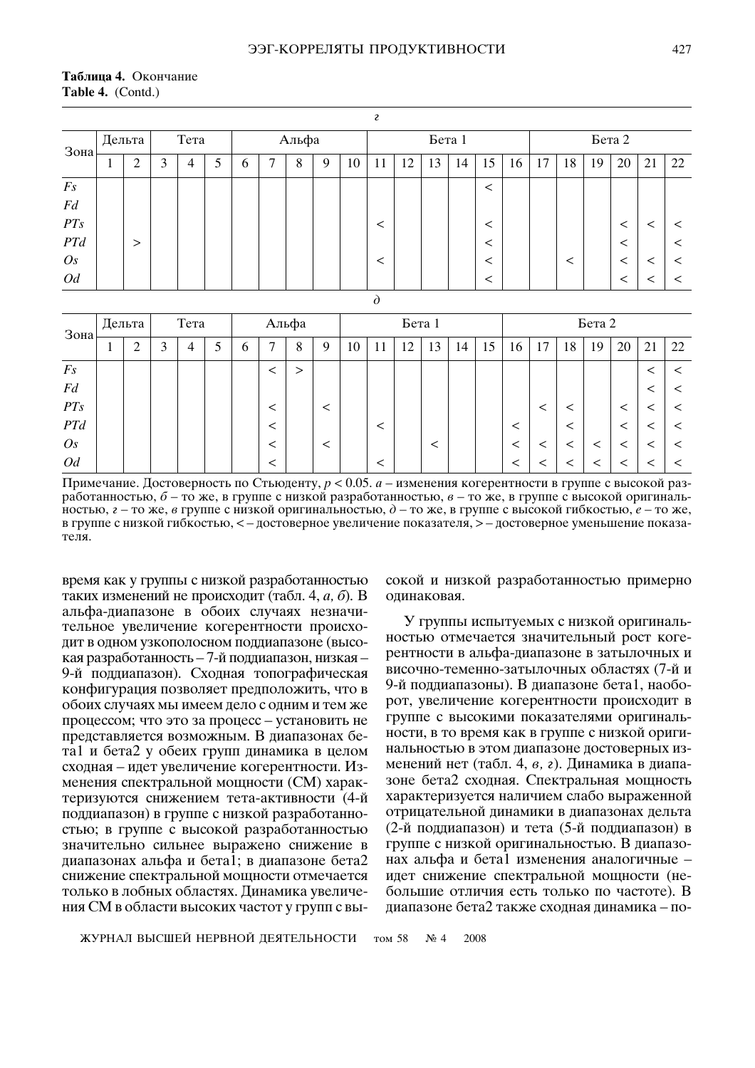**Таблица 4.** Окончание
**Table 4.** (Contd.)

*г*

| Зона | Дельта | | Тета | | | Альфа | | | | | Бета 1 | | | | | | Бета 2 | | | | | |
|---|---|---|---|---|---|---|---|---|---|---|---|---|---|---|---|---|---|---|---|---|---|---|
| | 1 | 2 | 3 | 4 | 5 | 6 | 7 | 8 | 9 | 10 | 11 | 12 | 13 | 14 | 15 | 16 | 17 | 18 | 19 | 20 | 21 | 22 |
| *Fs* | | | | | | | | | | | | | | | < | | | | | | | |
| *Fd* | | | | | | | | | | | | | | | | | | | | | | |
| *PTs* | | | | | | | | | | | < | | | | < | | | | | < | < | < |
| *PTd* | | > | | | | | | | | | | | | | < | | | | | < | | < |
| *Os* | | | | | | | | | | | < | | | | < | | | < | | < | < | < |
| *Od* | | | | | | | | | | | | | | | < | | | | | < | < | < |

*д*

| Зона | Дельта | | Тета | | | Альфа | | | | Бета 1 | | | | | | Бета 2 | | | | | | |
|---|---|---|---|---|---|---|---|---|---|---|---|---|---|---|---|---|---|---|---|---|---|---|
| | 1 | 2 | 3 | 4 | 5 | 6 | 7 | 8 | 9 | 10 | 11 | 12 | 13 | 14 | 15 | 16 | 17 | 18 | 19 | 20 | 21 | 22 |
| *Fs* | | | | | | | < | > | | | | | | | | | | | | | < | < |
| *Fd* | | | | | | | | | | | | | | | | | | | | | < | < |
| *PTs* | | | | | | | < | | < | | | | | | | | < | < | | < | < | < |
| *PTd* | | | | | | | < | | | | < | | | | | < | | < | | < | < | < |
| *Os* | | | | | | | < | | < | | | | < | | | < | < | < | < | < | < | < |
| *Od* | | | | | | | < | | | | < | | | | | < | < | < | < | < | < | < |

Примечание. Достоверность по Стьюденту, $p < 0.05$. *а* – изменения когерентности в группе с высокой разработанностью, *б* – то же, в группе с низкой разработанностью, *в* – то же, в группе с высокой оригинальностью, *г* – то же, в группе с низкой оригинальностью, *д* – то же, в группе с высокой гибкостью, *е* – то же, в группе с низкой гибкостью, < – достоверное увеличение показателя, > – достоверное уменьшение показателя.

время как у группы с низкой разработанностью таких изменений не происходит (табл. 4, *а, б*). В альфа-диапазоне в обоих случаях незначительное увеличение когерентности происходит в одном узкополосном поддиапазоне (высокая разработанность – 7-й поддиапазон, низкая – 9-й поддиапазон). Сходная топографическая конфигурация позволяет предположить, что в обоих случаях мы имеем дело с одним и тем же процессом; что это за процесс – установить не представляется возможным. В диапазонах бета1 и бета2 у обеих групп динамика в целом сходная – идет увеличение когерентности. Изменения спектральной мощности (СМ) характеризуются снижением тета-активности (4-й поддиапазон) в группе с низкой разработанностью; в группе с высокой разработанностью значительно сильнее выражено снижение в диапазонах альфа и бета1; в диапазоне бета2 снижение спектральной мощности отмечается только в лобных областях. Динамика увеличения СМ в области высоких частот у групп с высокой и низкой разработанностью примерно одинаковая.

У группы испытуемых с низкой оригинальностью отмечается значительный рост когерентности в альфа-диапазоне в затылочных и височно-теменно-затылочных областях (7-й и 9-й поддиапазоны). В диапазоне бета1, наоборот, увеличение когерентности происходит в группе с высокими показателями оригинальности, в то время как в группе с низкой оригинальностью в этом диапазоне достоверных изменений нет (табл. 4, *в, г*). Динамика в диапазоне бета2 сходная. Спектральная мощность характеризуется наличием слабо выраженной отрицательной динамики в диапазонах дельта (2-й поддиапазон) и тета (5-й поддиапазон) в группе с низкой оригинальностью. В диапазонах альфа и бета1 изменения аналогичные – идет снижение спектральной мощности (небольшие отличия есть только по частоте). В диапазоне бета2 также сходная динамика – по-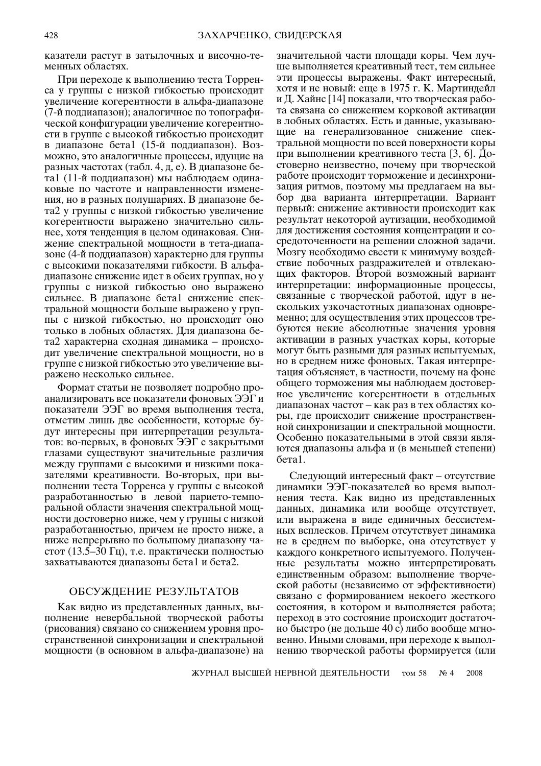казатели растут в затылочных и височно-теменных областях.

При переходе к выполнению теста Торренса у группы с низкой гибкостью происходит увеличение когерентности в альфа-диапазоне (7-й поддиапазон); аналогичное по топографической конфигурации увеличение когерентности в группе с высокой гибкостью происходит в диапазоне бета1 (15-й поддиапазон). Возможно, это аналогичные процессы, идущие на разных частотах (табл. 4, д, е). В диапазоне бета1 (11-й поддиапазон) мы наблюдаем одинаковые по частоте и направленности изменения, но в разных полушариях. В диапазоне бета2 у группы с низкой гибкостью увеличение когерентности выражено значительно сильнее, хотя тенденция в целом одинаковая. Снижение спектральной мощности в тета-диапазоне (4-й поддиапазон) характерно для группы с высокими показателями гибкости. В альфа-диапазоне снижение идет в обеих группах, но у группы с низкой гибкостью оно выражено сильнее. В диапазоне бета1 снижение спектральной мощности больше выражено у группы с низкой гибкостью, но происходит оно только в лобных областях. Для диапазона бета2 характерна сходная динамика – происходит увеличение спектральной мощности, но в группе с низкой гибкостью это увеличение выражено несколько сильнее.

Формат статьи не позволяет подробно проанализировать все показатели фоновых ЭЭГ и показатели ЭЭГ во время выполнения теста, отметим лишь две особенности, которые будут интересны при интерпретации результатов: во-первых, в фоновых ЭЭГ с закрытыми глазами существуют значительные различия между группами с высокими и низкими показателями креативности. Во-вторых, при выполнении теста Торренса у группы с высокой разработанностью в левой парието-темпоральной области значения спектральной мощности достоверно ниже, чем у группы с низкой разработанностью, причем не просто ниже, а ниже непрерывно по большому диапазону частот (13.5–30 Гц), т.е. практически полностью захватываются диапазоны бета1 и бета2.

## ОБСУЖДЕНИЕ РЕЗУЛЬТАТОВ

Как видно из представленных данных, выполнение невербальной творческой работы (рисования) связано со снижением уровня пространственной синхронизации и спектральной мощности (в основном в альфа-диапазоне) на значительной части площади коры. Чем лучше выполняется креативный тест, тем сильнее эти процессы выражены. Факт интересный, хотя и не новый: еще в 1975 г. К. Мартиндейл и Д. Хайнс [14] показали, что творческая работа связана со снижением корковой активации в лобных областях. Есть и данные, указывающие на генерализованное снижение спектральной мощности по всей поверхности коры при выполнении креативного теста [3, 6]. Достоверно неизвестно, почему при творческой работе происходит торможение и десинхронизация ритмов, поэтому мы предлагаем на выбор два варианта интерпретации. Вариант первый: снижение активности происходит как результат некоторой аутизации, необходимой для достижения состояния концентрации и сосредоточенности на решении сложной задачи. Мозгу необходимо свести к минимуму воздействие побочных раздражителей и отвлекающих факторов. Второй возможный вариант интерпретации: информационные процессы, связанные с творческой работой, идут в нескольких узкочастотных диапазонах одновременно; для осуществления этих процессов требуются некие абсолютные значения уровня активации в разных участках коры, которые могут быть разными для разных испытуемых, но в среднем ниже фоновых. Такая интерпретация объясняет, в частности, почему на фоне общего торможения мы наблюдаем достоверное увеличение когерентности в отдельных диапазонах частот – как раз в тех областях коры, где происходит снижение пространственной синхронизации и спектральной мощности. Особенно показательными в этой связи являются диапазоны альфа и (в меньшей степени) бета1.

Следующий интересный факт – отсутствие динамики ЭЭГ-показателей во время выполнения теста. Как видно из представленных данных, динамика или вообще отсутствует, или выражена в виде единичных бессистемных всплесков. Причем отсутствует динамика не в среднем по выборке, она отсутствует у каждого конкретного испытуемого. Полученные результаты можно интерпретировать единственным образом: выполнение творческой работы (независимо от эффективности) связано с формированием некоего жесткого состояния, в котором и выполняется работа; переход в это состояние происходит достаточно быстро (не дольше 40 с) либо вообще мгновенно. Иными словами, при переходе к выполнению творческой работы формируется (или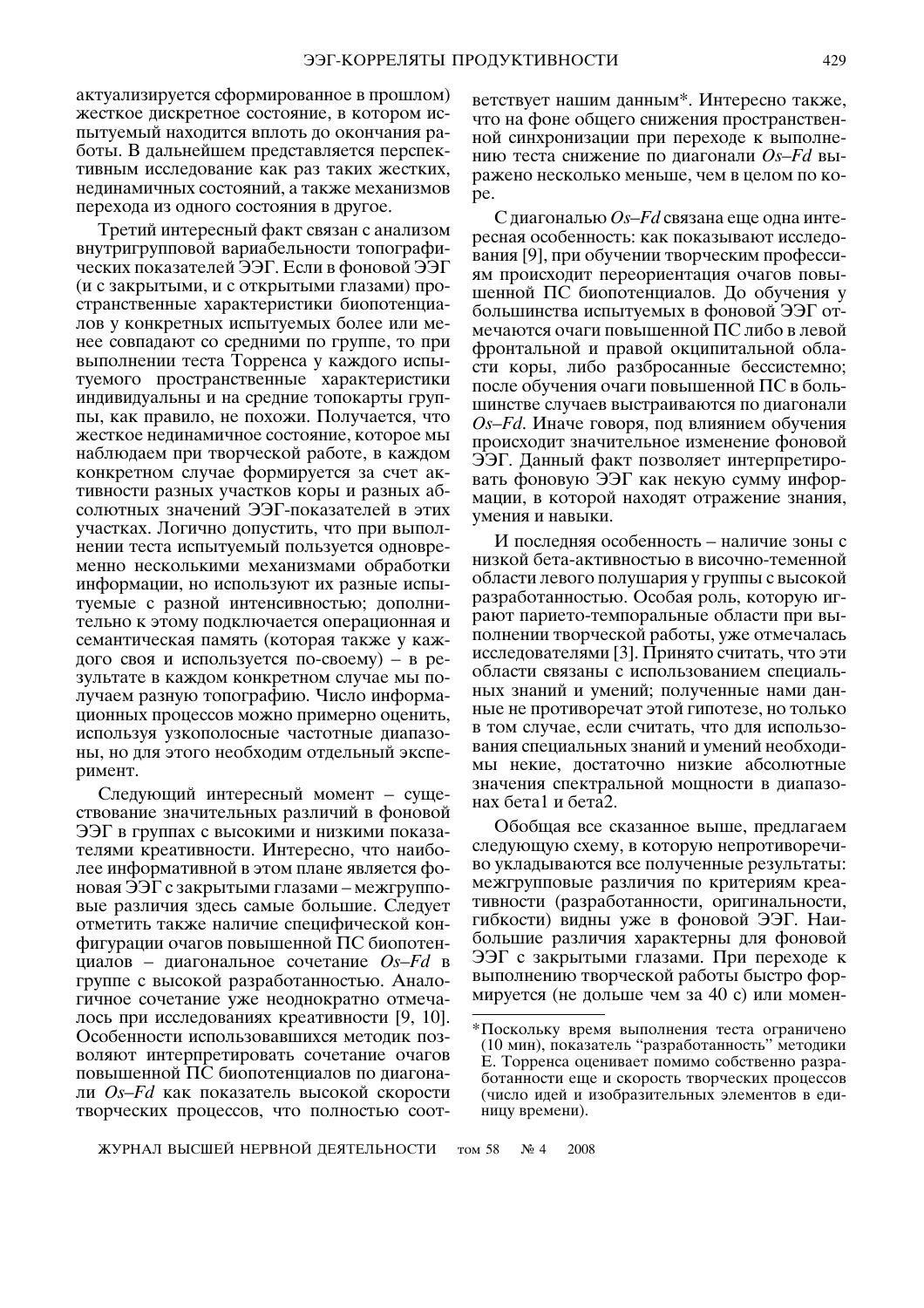актуализируется сформированное в прошлом) жесткое дискретное состояние, в котором испытуемый находится вплоть до окончания работы. В дальнейшем представляется перспективным исследование как раз таких жестких, нединамичных состояний, а также механизмов перехода из одного состояния в другое.

Третий интересный факт связан с анализом внутригрупповой вариабельности топографических показателей ЭЭГ. Если в фоновой ЭЭГ (и с закрытыми, и с открытыми глазами) пространственные характеристики биопотенциалов у конкретных испытуемых более или менее совпадают со средними по группе, то при выполнении теста Торренса у каждого испытуемого пространственные характеристики индивидуальны и на средние топокарты группы, как правило, не похожи. Получается, что жесткое нединамичное состояние, которое мы наблюдаем при творческой работе, в каждом конкретном случае формируется за счет активности разных участков коры и разных абсолютных значений ЭЭГ-показателей в этих участках. Логично допустить, что при выполнении теста испытуемый пользуется одновременно несколькими механизмами обработки информации, но используют их разные испытуемые с разной интенсивностью; дополнительно к этому подключается операционная и семантическая память (которая также у каждого своя и используется по-своему) – в результате в каждом конкретном случае мы получаем разную топографию. Число информационных процессов можно примерно оценить, используя узкополосные частотные диапазоны, но для этого необходим отдельный эксперимент.

Следующий интересный момент – существование значительных различий в фоновой ЭЭГ в группах с высокими и низкими показателями креативности. Интересно, что наиболее информативной в этом плане является фоновая ЭЭГ с закрытыми глазами – межгрупповые различия здесь самые большие. Следует отметить также наличие специфической конфигурации очагов повышенной ПС биопотенциалов – диагональное сочетание *Os–Fd* в группе с высокой разработанностью. Аналогичное сочетание уже неоднократно отмечалось при исследованиях креативности [9, 10]. Особенности использовавшихся методик позволяют интерпретировать сочетание очагов повышенной ПС биопотенциалов по диагонали *Os–Fd* как показатель высокой скорости творческих процессов, что полностью соответствует нашим данным*. Интересно также, что на фоне общего снижения пространственной синхронизации при переходе к выполнению теста снижение по диагонали *Os–Fd* выражено несколько меньше, чем в целом по коре.

С диагональю *Os–Fd* связана еще одна интересная особенность: как показывают исследования [9], при обучении творческим профессиям происходит переориентация очагов повышенной ПС биопотенциалов. До обучения у большинства испытуемых в фоновой ЭЭГ отмечаются очаги повышенной ПС либо в левой фронтальной и правой окципитальной области коры, либо разбросанные бессистемно; после обучения очаги повышенной ПС в большинстве случаев выстраиваются по диагонали *Os–Fd*. Иначе говоря, под влиянием обучения происходит значительное изменение фоновой ЭЭГ. Данный факт позволяет интерпретировать фоновую ЭЭГ как некую сумму информации, в которой находят отражение знания, умения и навыки.

И последняя особенность – наличие зоны с низкой бета-активностью в височно-теменной области левого полушария у группы с высокой разработанностью. Особая роль, которую играют парието-темпоральные области при выполнении творческой работы, уже отмечалась исследователями [3]. Принято считать, что эти области связаны с использованием специальных знаний и умений; полученные нами данные не противоречат этой гипотезе, но только в том случае, если считать, что для использования специальных знаний и умений необходимы некие, достаточно низкие абсолютные значения спектральной мощности в диапазонах бета1 и бета2.

Обобщая все сказанное выше, предлагаем следующую схему, в которую непротиворечиво укладываются все полученные результаты: межгрупповые различия по критериям креативности (разработанности, оригинальности, гибкости) видны уже в фоновой ЭЭГ. Наибольшие различия характерны для фоновой ЭЭГ с закрытыми глазами. При переходе к выполнению творческой работы быстро формируется (не дольше чем за 40 с) или момен-

---

*Поскольку время выполнения теста ограничено (10 мин), показатель "разработанность" методики Е. Торренса оценивает помимо собственно разработанности еще и скорость творческих процессов (число идей и изобразительных элементов в единицу времени).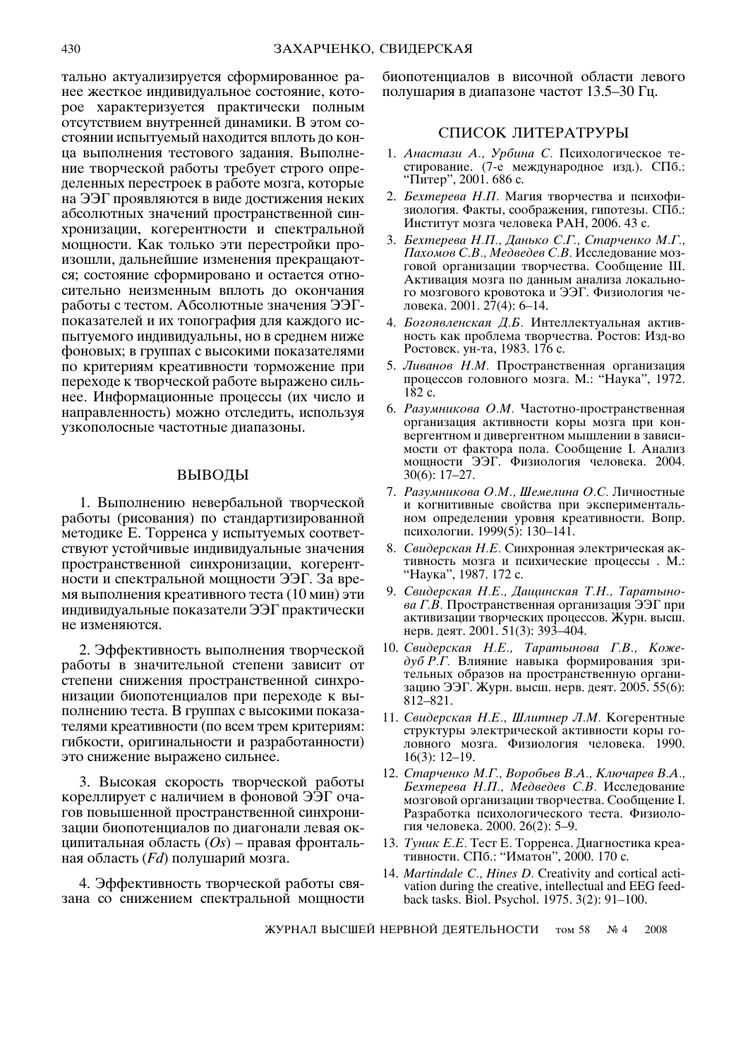тально актуализируется сформированное ранее жесткое индивидуальное состояние, которое характеризуется практически полным отсутствием внутренней динамики. В этом состоянии испытуемый находится вплоть до конца выполнения тестового задания. Выполнение творческой работы требует строго определенных перестроек в работе мозга, которые на ЭЭГ проявляются в виде достижения неких абсолютных значений пространственной синхронизации, когерентности и спектральной мощности. Как только эти перестройки произошли, дальнейшие изменения прекращаются; состояние сформировано и остается относительно неизменным вплоть до окончания работы с тестом. Абсолютные значения ЭЭГ-показателей и их топография для каждого испытуемого индивидуальны, но в среднем ниже фоновых; в группах с высокими показателями по критериям креативности торможение при переходе к творческой работе выражено сильнее. Информационные процессы (их число и направленность) можно отследить, используя узкополосные частотные диапазоны.

## ВЫВОДЫ

1. Выполнению невербальной творческой работы (рисования) по стандартизированной методике Е. Торренса у испытуемых соответствуют устойчивые индивидуальные значения пространственной синхронизации, когерентности и спектральной мощности ЭЭГ. За время выполнения креативного теста (10 мин) эти индивидуальные показатели ЭЭГ практически не изменяются.

2. Эффективность выполнения творческой работы в значительной степени зависит от степени снижения пространственной синхронизации биопотенциалов при переходе к выполнению теста. В группах с высокими показателями креативности (по всем трем критериям: гибкости, оригинальности и разработанности) это снижение выражено сильнее.

3. Высокая скорость творческой работы кореллирует с наличием в фоновой ЭЭГ очагов повышенной пространственной синхронизации биопотенциалов по диагонали левая окципитальная область (*Os*) – правая фронтальная область (*Fd*) полушарий мозга.

4. Эффективность творческой работы связана со снижением спектральной мощности биопотенциалов в височной области левого полушария в диапазоне частот 13.5–30 Гц.

## СПИСОК ЛИТЕРАТРУРЫ

1. *Анастази А., Урбина С.* Психологическое тестирование. (7-е международное изд.). СПб.: "Питер", 2001. 686 с.
2. *Бехтерева Н.П.* Магия творчества и психофизиология. Факты, соображения, гипотезы. СПб.: Институт мозга человека РАН, 2006. 43 с.
3. *Бехтерева Н.П., Данько С.Г., Старченко М.Г., Пахомов С.В., Медведев С.В.* Исследование мозговой организации творчества. Сообщение III. Активация мозга по данным анализа локального мозгового кровотока и ЭЭГ. Физиология человека. 2001. 27(4): 6–14.
4. *Богоявленская Д.Б.* Интеллектуальная активность как проблема творчества. Ростов: Изд-во Ростовск. ун-та, 1983. 176 с.
5. *Ливанов Н.М.* Пространственная организация процессов головного мозга. М.: "Наука", 1972. 182 с.
6. *Разумникова О.М.* Частотно-пространственная организация активности коры мозга при конвергентном и дивергентном мышлении в зависимости от фактора пола. Сообщение I. Анализ мощности ЭЭГ. Физиология человека. 2004. 30(6): 17–27.
7. *Разумникова О.М., Шемелина О.С.* Личностные и когнитивные свойства при экспериментальном определении уровня креативности. Вопр. психологии. 1999(5): 130–141.
8. *Свидерская Н.Е.* Синхронная электрическая активность мозга и психические процессы . М.: "Наука", 1987. 172 с.
9. *Свидерская Н.Е., Дащинская Т.Н., Таратынова Г.В.* Пространственная организация ЭЭГ при активизации творческих процессов. Журн. высш. нерв. деят. 2001. 51(3): 393–404.
10. *Свидерская Н.Е., Таратынова Г.В., Кожедуб Р.Г.* Влияние навыка формирования зрительных образов на пространственную организацию ЭЭГ. Журн. высш. нерв. деят. 2005. 55(6): 812–821.
11. *Свидерская Н.Е., Шлитнер Л.М.* Когерентные структуры электрической активности коры головного мозга. Физиология человека. 1990. 16(3): 12–19.
12. *Старченко М.Г., Воробьев В.А., Ключарев В.А., Бехтерева Н.П., Медведев С.В.* Исследование мозговой организации творчества. Сообщение I. Разработка психологического теста. Физиология человека. 2000. 26(2): 5–9.
13. *Туник Е.Е.* Тест Е. Торренса. Диагностика креативности. СПб.: "Иматон", 2000. 170 с.
14. *Martindale C., Hines D.* Creativity and cortical activation during the creative, intellectual and EEG feedback tasks. Biol. Psychol. 1975. 3(2): 91–100.